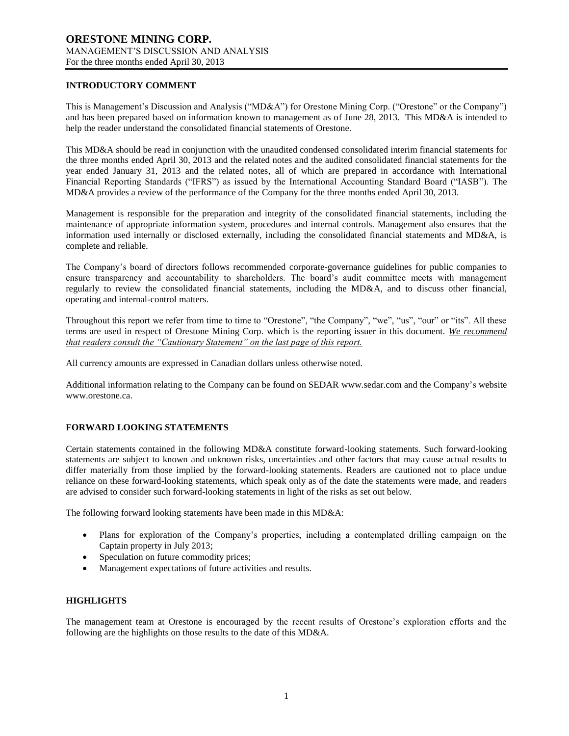# ORESTONE MINING CORP.

MANAGEMENT'S DISCUSSION AND ANALYSIS
For the three months ended April 30, 2013

## INTRODUCTORY COMMENT

This is Management's Discussion and Analysis ("MD&A") for Orestone Mining Corp. ("Orestone" or the Company") and has been prepared based on information known to management as of June 28, 2013. This MD&A is intended to help the reader understand the consolidated financial statements of Orestone.

This MD&A should be read in conjunction with the unaudited condensed consolidated interim financial statements for the three months ended April 30, 2013 and the related notes and the audited consolidated financial statements for the year ended January 31, 2013 and the related notes, all of which are prepared in accordance with International Financial Reporting Standards ("IFRS") as issued by the International Accounting Standard Board ("IASB"). The MD&A provides a review of the performance of the Company for the three months ended April 30, 2013.

Management is responsible for the preparation and integrity of the consolidated financial statements, including the maintenance of appropriate information system, procedures and internal controls. Management also ensures that the information used internally or disclosed externally, including the consolidated financial statements and MD&A, is complete and reliable.

The Company's board of directors follows recommended corporate-governance guidelines for public companies to ensure transparency and accountability to shareholders. The board's audit committee meets with management regularly to review the consolidated financial statements, including the MD&A, and to discuss other financial, operating and internal-control matters.

Throughout this report we refer from time to time to "Orestone", "the Company", "we", "us", "our" or "its". All these terms are used in respect of Orestone Mining Corp. which is the reporting issuer in this document. *We recommend that readers consult the "Cautionary Statement" on the last page of this report.*

All currency amounts are expressed in Canadian dollars unless otherwise noted.

Additional information relating to the Company can be found on SEDAR www.sedar.com and the Company's website www.orestone.ca.

## FORWARD LOOKING STATEMENTS

Certain statements contained in the following MD&A constitute forward-looking statements. Such forward-looking statements are subject to known and unknown risks, uncertainties and other factors that may cause actual results to differ materially from those implied by the forward-looking statements. Readers are cautioned not to place undue reliance on these forward-looking statements, which speak only as of the date the statements were made, and readers are advised to consider such forward-looking statements in light of the risks as set out below.

The following forward looking statements have been made in this MD&A:

- Plans for exploration of the Company's properties, including a contemplated drilling campaign on the Captain property in July 2013;
- Speculation on future commodity prices;
- Management expectations of future activities and results.

## HIGHLIGHTS

The management team at Orestone is encouraged by the recent results of Orestone's exploration efforts and the following are the highlights on those results to the date of this MD&A.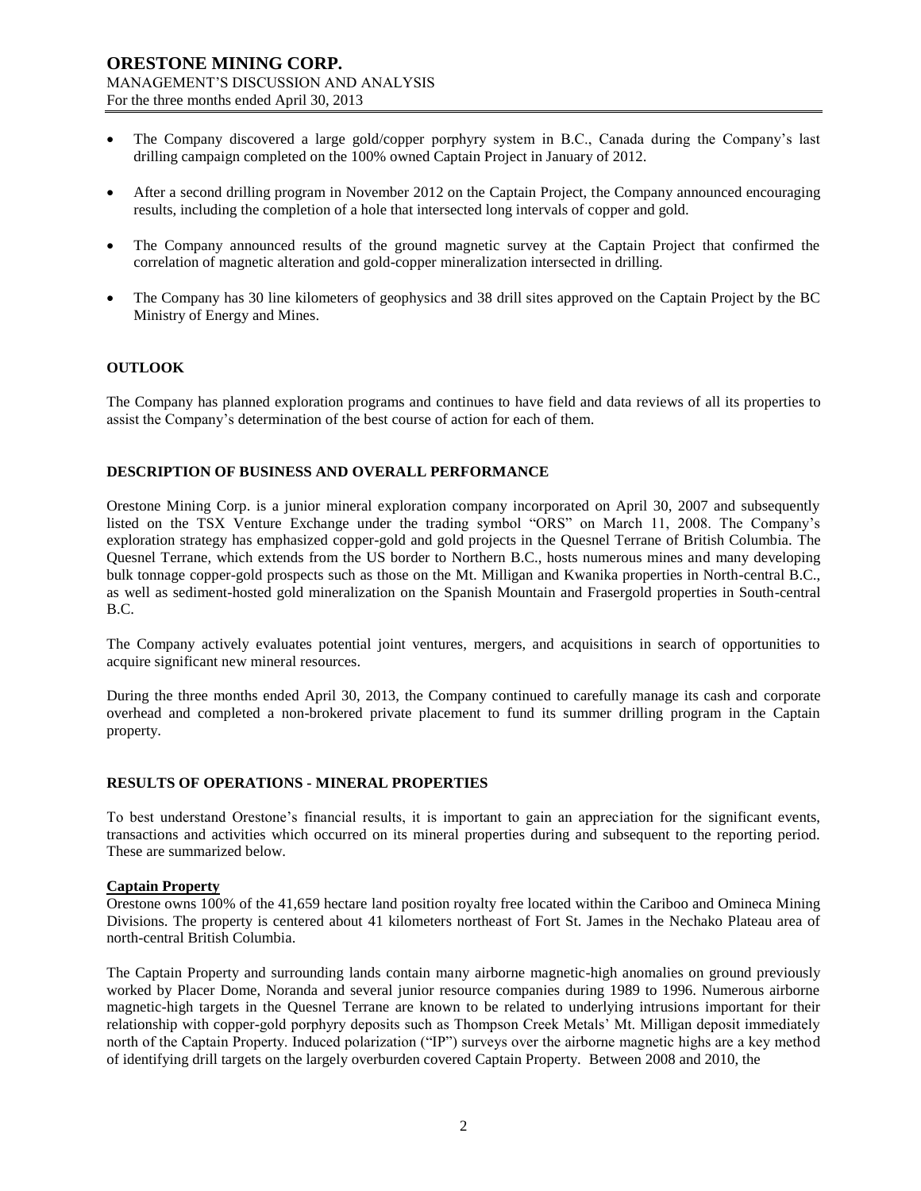- The Company discovered a large gold/copper porphyry system in B.C., Canada during the Company's last drilling campaign completed on the 100% owned Captain Project in January of 2012.
- After a second drilling program in November 2012 on the Captain Project, the Company announced encouraging results, including the completion of a hole that intersected long intervals of copper and gold.
- The Company announced results of the ground magnetic survey at the Captain Project that confirmed the correlation of magnetic alteration and gold-copper mineralization intersected in drilling.
- The Company has 30 line kilometers of geophysics and 38 drill sites approved on the Captain Project by the BC Ministry of Energy and Mines.

## OUTLOOK

The Company has planned exploration programs and continues to have field and data reviews of all its properties to assist the Company's determination of the best course of action for each of them.

## DESCRIPTION OF BUSINESS AND OVERALL PERFORMANCE

Orestone Mining Corp. is a junior mineral exploration company incorporated on April 30, 2007 and subsequently listed on the TSX Venture Exchange under the trading symbol "ORS" on March 11, 2008. The Company's exploration strategy has emphasized copper-gold and gold projects in the Quesnel Terrane of British Columbia. The Quesnel Terrane, which extends from the US border to Northern B.C., hosts numerous mines and many developing bulk tonnage copper-gold prospects such as those on the Mt. Milligan and Kwanika properties in North-central B.C., as well as sediment-hosted gold mineralization on the Spanish Mountain and Frasergold properties in South-central B.C.

The Company actively evaluates potential joint ventures, mergers, and acquisitions in search of opportunities to acquire significant new mineral resources.

During the three months ended April 30, 2013, the Company continued to carefully manage its cash and corporate overhead and completed a non-brokered private placement to fund its summer drilling program in the Captain property.

## RESULTS OF OPERATIONS - MINERAL PROPERTIES

To best understand Orestone's financial results, it is important to gain an appreciation for the significant events, transactions and activities which occurred on its mineral properties during and subsequent to the reporting period. These are summarized below.

### Captain Property

Orestone owns 100% of the 41,659 hectare land position royalty free located within the Cariboo and Omineca Mining Divisions. The property is centered about 41 kilometers northeast of Fort St. James in the Nechako Plateau area of north-central British Columbia.

The Captain Property and surrounding lands contain many airborne magnetic-high anomalies on ground previously worked by Placer Dome, Noranda and several junior resource companies during 1989 to 1996. Numerous airborne magnetic-high targets in the Quesnel Terrane are known to be related to underlying intrusions important for their relationship with copper-gold porphyry deposits such as Thompson Creek Metals' Mt. Milligan deposit immediately north of the Captain Property. Induced polarization ("IP") surveys over the airborne magnetic highs are a key method of identifying drill targets on the largely overburden covered Captain Property. Between 2008 and 2010, the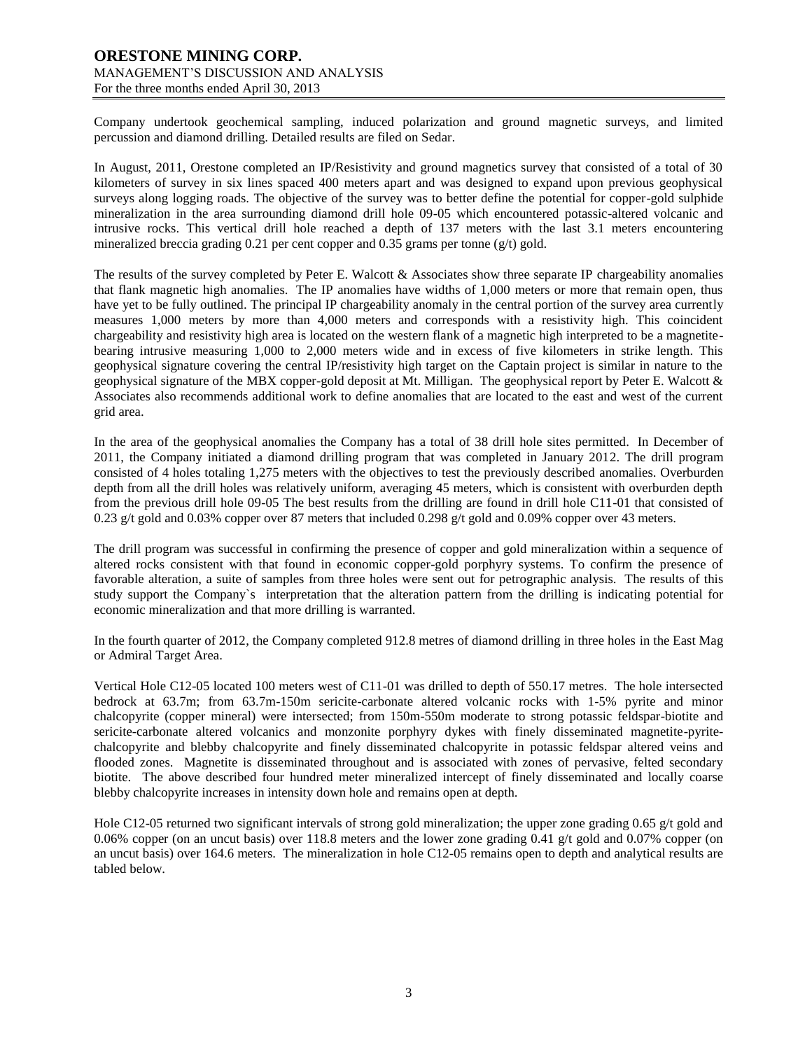Company undertook geochemical sampling, induced polarization and ground magnetic surveys, and limited percussion and diamond drilling. Detailed results are filed on Sedar.

In August, 2011, Orestone completed an IP/Resistivity and ground magnetics survey that consisted of a total of 30 kilometers of survey in six lines spaced 400 meters apart and was designed to expand upon previous geophysical surveys along logging roads. The objective of the survey was to better define the potential for copper-gold sulphide mineralization in the area surrounding diamond drill hole 09-05 which encountered potassic-altered volcanic and intrusive rocks. This vertical drill hole reached a depth of 137 meters with the last 3.1 meters encountering mineralized breccia grading 0.21 per cent copper and 0.35 grams per tonne (g/t) gold.

The results of the survey completed by Peter E. Walcott & Associates show three separate IP chargeability anomalies that flank magnetic high anomalies. The IP anomalies have widths of 1,000 meters or more that remain open, thus have yet to be fully outlined. The principal IP chargeability anomaly in the central portion of the survey area currently measures 1,000 meters by more than 4,000 meters and corresponds with a resistivity high. This coincident chargeability and resistivity high area is located on the western flank of a magnetic high interpreted to be a magnetite-bearing intrusive measuring 1,000 to 2,000 meters wide and in excess of five kilometers in strike length. This geophysical signature covering the central IP/resistivity high target on the Captain project is similar in nature to the geophysical signature of the MBX copper-gold deposit at Mt. Milligan. The geophysical report by Peter E. Walcott & Associates also recommends additional work to define anomalies that are located to the east and west of the current grid area.

In the area of the geophysical anomalies the Company has a total of 38 drill hole sites permitted. In December of 2011, the Company initiated a diamond drilling program that was completed in January 2012. The drill program consisted of 4 holes totaling 1,275 meters with the objectives to test the previously described anomalies. Overburden depth from all the drill holes was relatively uniform, averaging 45 meters, which is consistent with overburden depth from the previous drill hole 09-05 The best results from the drilling are found in drill hole C11-01 that consisted of 0.23 g/t gold and 0.03% copper over 87 meters that included 0.298 g/t gold and 0.09% copper over 43 meters.

The drill program was successful in confirming the presence of copper and gold mineralization within a sequence of altered rocks consistent with that found in economic copper-gold porphyry systems. To confirm the presence of favorable alteration, a suite of samples from three holes were sent out for petrographic analysis. The results of this study support the Company`s interpretation that the alteration pattern from the drilling is indicating potential for economic mineralization and that more drilling is warranted.

In the fourth quarter of 2012, the Company completed 912.8 metres of diamond drilling in three holes in the East Mag or Admiral Target Area.

Vertical Hole C12-05 located 100 meters west of C11-01 was drilled to depth of 550.17 metres. The hole intersected bedrock at 63.7m; from 63.7m-150m sericite-carbonate altered volcanic rocks with 1-5% pyrite and minor chalcopyrite (copper mineral) were intersected; from 150m-550m moderate to strong potassic feldspar-biotite and sericite-carbonate altered volcanics and monzonite porphyry dykes with finely disseminated magnetite-pyrite-chalcopyrite and blebby chalcopyrite and finely disseminated chalcopyrite in potassic feldspar altered veins and flooded zones. Magnetite is disseminated throughout and is associated with zones of pervasive, felted secondary biotite. The above described four hundred meter mineralized intercept of finely disseminated and locally coarse blebby chalcopyrite increases in intensity down hole and remains open at depth.

Hole C12-05 returned two significant intervals of strong gold mineralization; the upper zone grading 0.65 g/t gold and 0.06% copper (on an uncut basis) over 118.8 meters and the lower zone grading 0.41 g/t gold and 0.07% copper (on an uncut basis) over 164.6 meters. The mineralization in hole C12-05 remains open to depth and analytical results are tabled below.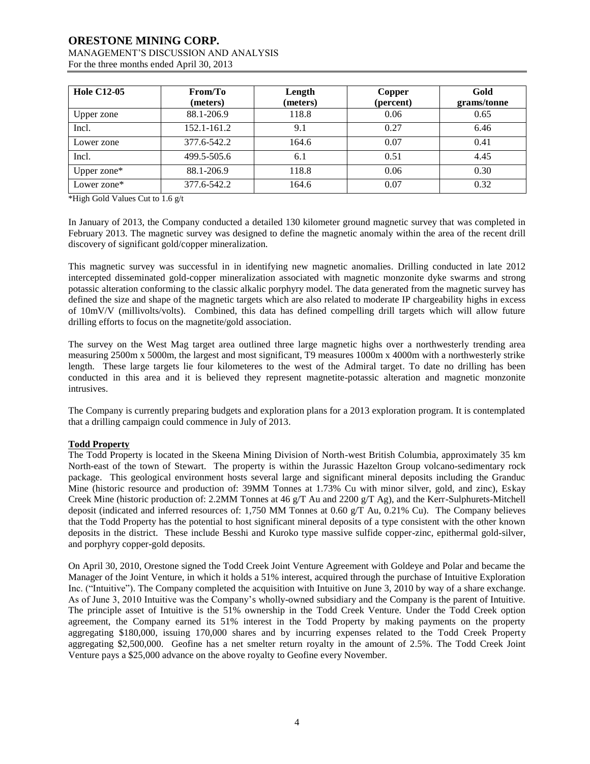| Hole C12-05 | From/To (meters) | Length (meters) | Copper (percent) | Gold grams/tonne |
|---|---|---|---|---|
| Upper zone | 88.1-206.9 | 118.8 | 0.06 | 0.65 |
| Incl. | 152.1-161.2 | 9.1 | 0.27 | 6.46 |
| Lower zone | 377.6-542.2 | 164.6 | 0.07 | 0.41 |
| Incl. | 499.5-505.6 | 6.1 | 0.51 | 4.45 |
| Upper zone* | 88.1-206.9 | 118.8 | 0.06 | 0.30 |
| Lower zone* | 377.6-542.2 | 164.6 | 0.07 | 0.32 |

*High Gold Values Cut to 1.6 g/t

In January of 2013, the Company conducted a detailed 130 kilometer ground magnetic survey that was completed in February 2013. The magnetic survey was designed to define the magnetic anomaly within the area of the recent drill discovery of significant gold/copper mineralization.

This magnetic survey was successful in in identifying new magnetic anomalies. Drilling conducted in late 2012 intercepted disseminated gold-copper mineralization associated with magnetic monzonite dyke swarms and strong potassic alteration conforming to the classic alkalic porphyry model. The data generated from the magnetic survey has defined the size and shape of the magnetic targets which are also related to moderate IP chargeability highs in excess of 10mV/V (millivolts/volts). Combined, this data has defined compelling drill targets which will allow future drilling efforts to focus on the magnetite/gold association.

The survey on the West Mag target area outlined three large magnetic highs over a northwesterly trending area measuring 2500m x 5000m, the largest and most significant, T9 measures 1000m x 4000m with a northwesterly strike length. These large targets lie four kilometeres to the west of the Admiral target. To date no drilling has been conducted in this area and it is believed they represent magnetite-potassic alteration and magnetic monzonite intrusives.

The Company is currently preparing budgets and exploration plans for a 2013 exploration program. It is contemplated that a drilling campaign could commence in July of 2013.

**Todd Property**

The Todd Property is located in the Skeena Mining Division of North-west British Columbia, approximately 35 km North-east of the town of Stewart. The property is within the Jurassic Hazelton Group volcano-sedimentary rock package. This geological environment hosts several large and significant mineral deposits including the Granduc Mine (historic resource and production of: 39MM Tonnes at 1.73% Cu with minor silver, gold, and zinc), Eskay Creek Mine (historic production of: 2.2MM Tonnes at 46 g/T Au and 2200 g/T Ag), and the Kerr-Sulphurets-Mitchell deposit (indicated and inferred resources of: 1,750 MM Tonnes at 0.60 g/T Au, 0.21% Cu). The Company believes that the Todd Property has the potential to host significant mineral deposits of a type consistent with the other known deposits in the district. These include Besshi and Kuroko type massive sulfide copper-zinc, epithermal gold-silver, and porphyry copper-gold deposits.

On April 30, 2010, Orestone signed the Todd Creek Joint Venture Agreement with Goldeye and Polar and became the Manager of the Joint Venture, in which it holds a 51% interest, acquired through the purchase of Intuitive Exploration Inc. ("Intuitive"). The Company completed the acquisition with Intuitive on June 3, 2010 by way of a share exchange. As of June 3, 2010 Intuitive was the Company's wholly-owned subsidiary and the Company is the parent of Intuitive. The principle asset of Intuitive is the 51% ownership in the Todd Creek Venture. Under the Todd Creek option agreement, the Company earned its 51% interest in the Todd Property by making payments on the property aggregating \$180,000, issuing 170,000 shares and by incurring expenses related to the Todd Creek Property aggregating \$2,500,000. Geofine has a net smelter return royalty in the amount of 2.5%. The Todd Creek Joint Venture pays a \$25,000 advance on the above royalty to Geofine every November.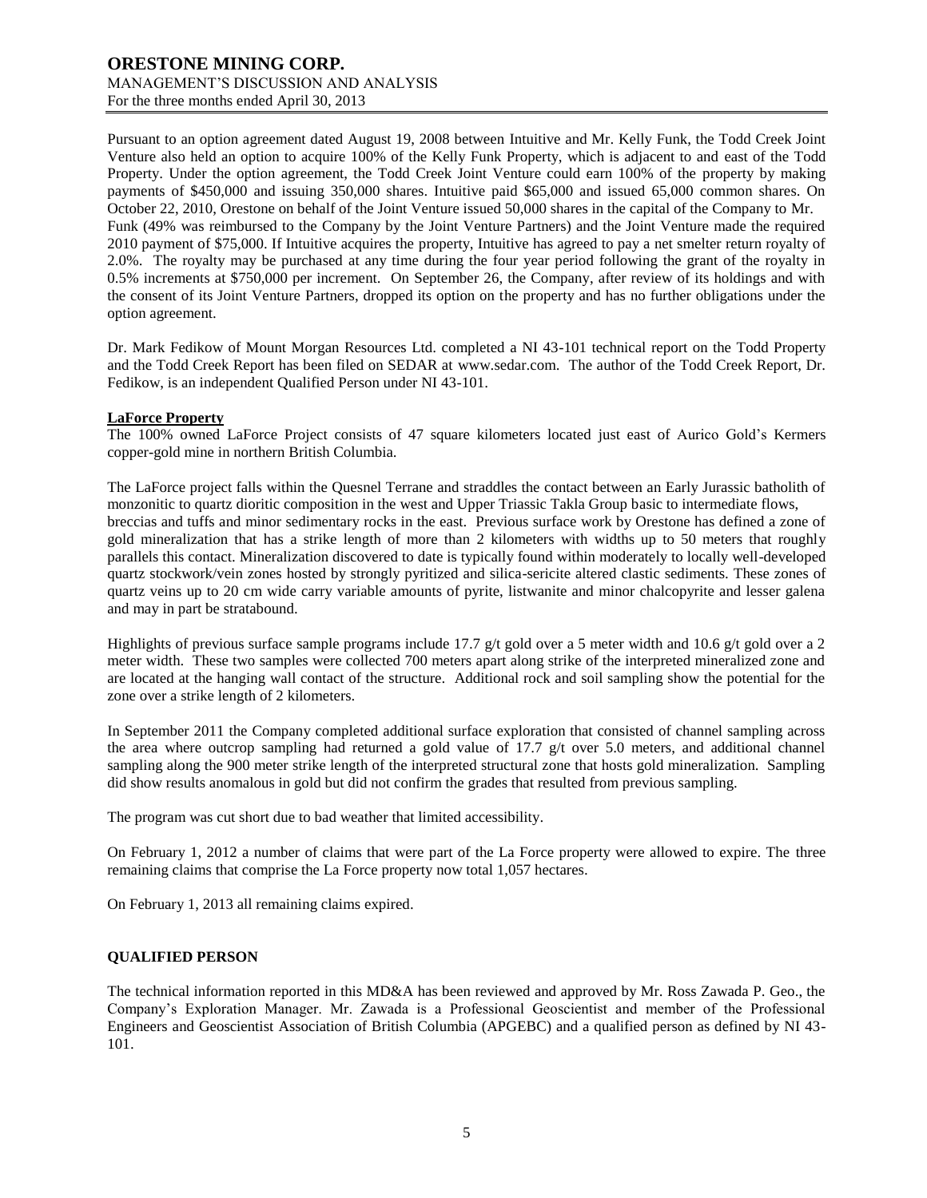Pursuant to an option agreement dated August 19, 2008 between Intuitive and Mr. Kelly Funk, the Todd Creek Joint Venture also held an option to acquire 100% of the Kelly Funk Property, which is adjacent to and east of the Todd Property. Under the option agreement, the Todd Creek Joint Venture could earn 100% of the property by making payments of $450,000 and issuing 350,000 shares. Intuitive paid $65,000 and issued 65,000 common shares. On October 22, 2010, Orestone on behalf of the Joint Venture issued 50,000 shares in the capital of the Company to Mr. Funk (49% was reimbursed to the Company by the Joint Venture Partners) and the Joint Venture made the required 2010 payment of $75,000. If Intuitive acquires the property, Intuitive has agreed to pay a net smelter return royalty of 2.0%. The royalty may be purchased at any time during the four year period following the grant of the royalty in 0.5% increments at $750,000 per increment. On September 26, the Company, after review of its holdings and with the consent of its Joint Venture Partners, dropped its option on the property and has no further obligations under the option agreement.

Dr. Mark Fedikow of Mount Morgan Resources Ltd. completed a NI 43-101 technical report on the Todd Property and the Todd Creek Report has been filed on SEDAR at www.sedar.com. The author of the Todd Creek Report, Dr. Fedikow, is an independent Qualified Person under NI 43-101.

**LaForce Property**

The 100% owned LaForce Project consists of 47 square kilometers located just east of Aurico Gold's Kermers copper-gold mine in northern British Columbia.

The LaForce project falls within the Quesnel Terrane and straddles the contact between an Early Jurassic batholith of monzonitic to quartz dioritic composition in the west and Upper Triassic Takla Group basic to intermediate flows, breccias and tuffs and minor sedimentary rocks in the east. Previous surface work by Orestone has defined a zone of gold mineralization that has a strike length of more than 2 kilometers with widths up to 50 meters that roughly parallels this contact. Mineralization discovered to date is typically found within moderately to locally well-developed quartz stockwork/vein zones hosted by strongly pyritized and silica-sericite altered clastic sediments. These zones of quartz veins up to 20 cm wide carry variable amounts of pyrite, listwanite and minor chalcopyrite and lesser galena and may in part be stratabound.

Highlights of previous surface sample programs include 17.7 g/t gold over a 5 meter width and 10.6 g/t gold over a 2 meter width. These two samples were collected 700 meters apart along strike of the interpreted mineralized zone and are located at the hanging wall contact of the structure. Additional rock and soil sampling show the potential for the zone over a strike length of 2 kilometers.

In September 2011 the Company completed additional surface exploration that consisted of channel sampling across the area where outcrop sampling had returned a gold value of 17.7 g/t over 5.0 meters, and additional channel sampling along the 900 meter strike length of the interpreted structural zone that hosts gold mineralization. Sampling did show results anomalous in gold but did not confirm the grades that resulted from previous sampling.

The program was cut short due to bad weather that limited accessibility.

On February 1, 2012 a number of claims that were part of the La Force property were allowed to expire. The three remaining claims that comprise the La Force property now total 1,057 hectares.

On February 1, 2013 all remaining claims expired.

## QUALIFIED PERSON

The technical information reported in this MD&A has been reviewed and approved by Mr. Ross Zawada P. Geo., the Company's Exploration Manager. Mr. Zawada is a Professional Geoscientist and member of the Professional Engineers and Geoscientist Association of British Columbia (APGEBC) and a qualified person as defined by NI 43-101.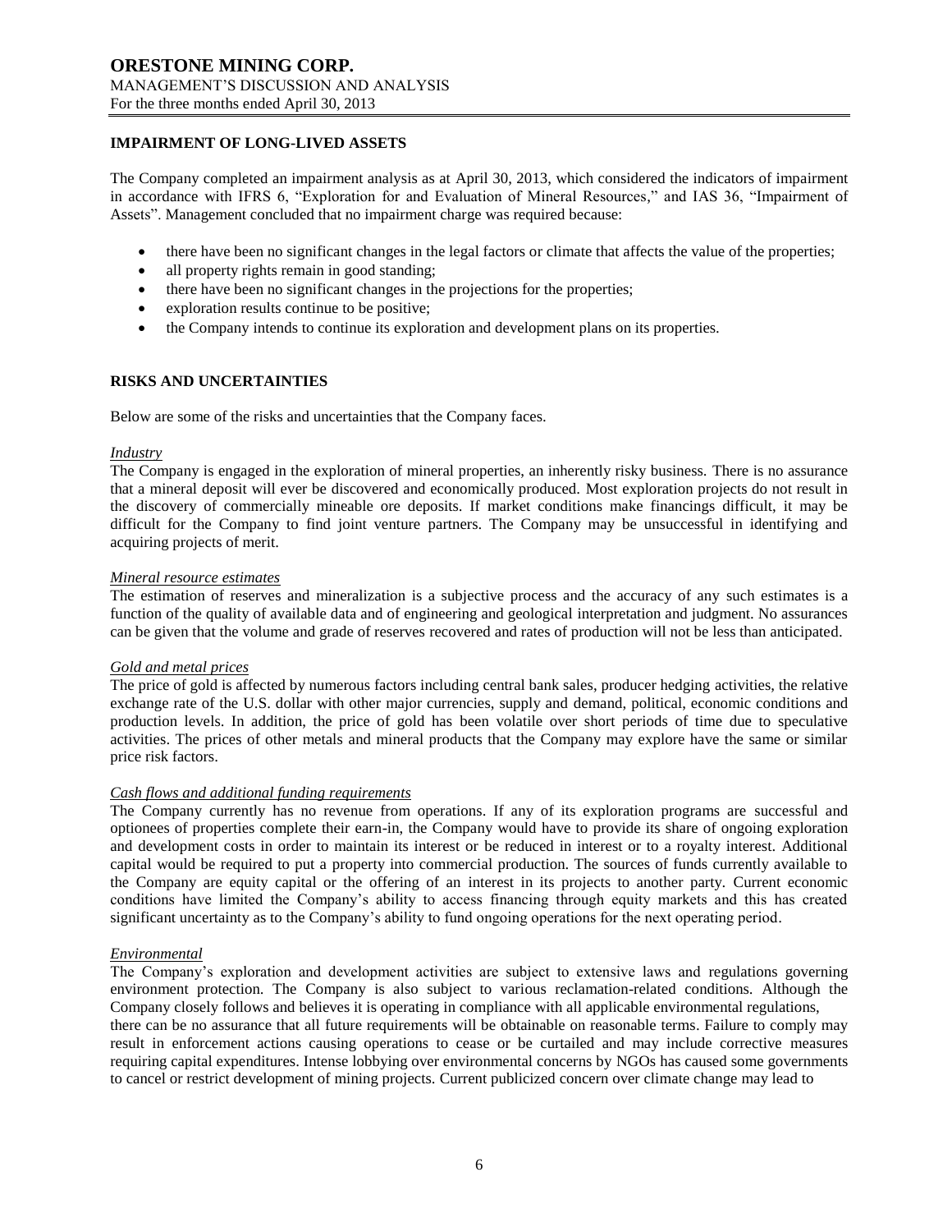## IMPAIRMENT OF LONG-LIVED ASSETS

The Company completed an impairment analysis as at April 30, 2013, which considered the indicators of impairment in accordance with IFRS 6, "Exploration for and Evaluation of Mineral Resources," and IAS 36, "Impairment of Assets". Management concluded that no impairment charge was required because:

- there have been no significant changes in the legal factors or climate that affects the value of the properties;
- all property rights remain in good standing;
- there have been no significant changes in the projections for the properties;
- exploration results continue to be positive;
- the Company intends to continue its exploration and development plans on its properties.

## RISKS AND UNCERTAINTIES

Below are some of the risks and uncertainties that the Company faces.

*Industry*

The Company is engaged in the exploration of mineral properties, an inherently risky business. There is no assurance that a mineral deposit will ever be discovered and economically produced. Most exploration projects do not result in the discovery of commercially mineable ore deposits. If market conditions make financings difficult, it may be difficult for the Company to find joint venture partners. The Company may be unsuccessful in identifying and acquiring projects of merit.

*Mineral resource estimates*

The estimation of reserves and mineralization is a subjective process and the accuracy of any such estimates is a function of the quality of available data and of engineering and geological interpretation and judgment. No assurances can be given that the volume and grade of reserves recovered and rates of production will not be less than anticipated.

*Gold and metal prices*

The price of gold is affected by numerous factors including central bank sales, producer hedging activities, the relative exchange rate of the U.S. dollar with other major currencies, supply and demand, political, economic conditions and production levels. In addition, the price of gold has been volatile over short periods of time due to speculative activities. The prices of other metals and mineral products that the Company may explore have the same or similar price risk factors.

*Cash flows and additional funding requirements*

The Company currently has no revenue from operations. If any of its exploration programs are successful and optionees of properties complete their earn-in, the Company would have to provide its share of ongoing exploration and development costs in order to maintain its interest or be reduced in interest or to a royalty interest. Additional capital would be required to put a property into commercial production. The sources of funds currently available to the Company are equity capital or the offering of an interest in its projects to another party. Current economic conditions have limited the Company's ability to access financing through equity markets and this has created significant uncertainty as to the Company's ability to fund ongoing operations for the next operating period.

*Environmental*

The Company's exploration and development activities are subject to extensive laws and regulations governing environment protection. The Company is also subject to various reclamation-related conditions. Although the Company closely follows and believes it is operating in compliance with all applicable environmental regulations, there can be no assurance that all future requirements will be obtainable on reasonable terms. Failure to comply may result in enforcement actions causing operations to cease or be curtailed and may include corrective measures requiring capital expenditures. Intense lobbying over environmental concerns by NGOs has caused some governments to cancel or restrict development of mining projects. Current publicized concern over climate change may lead to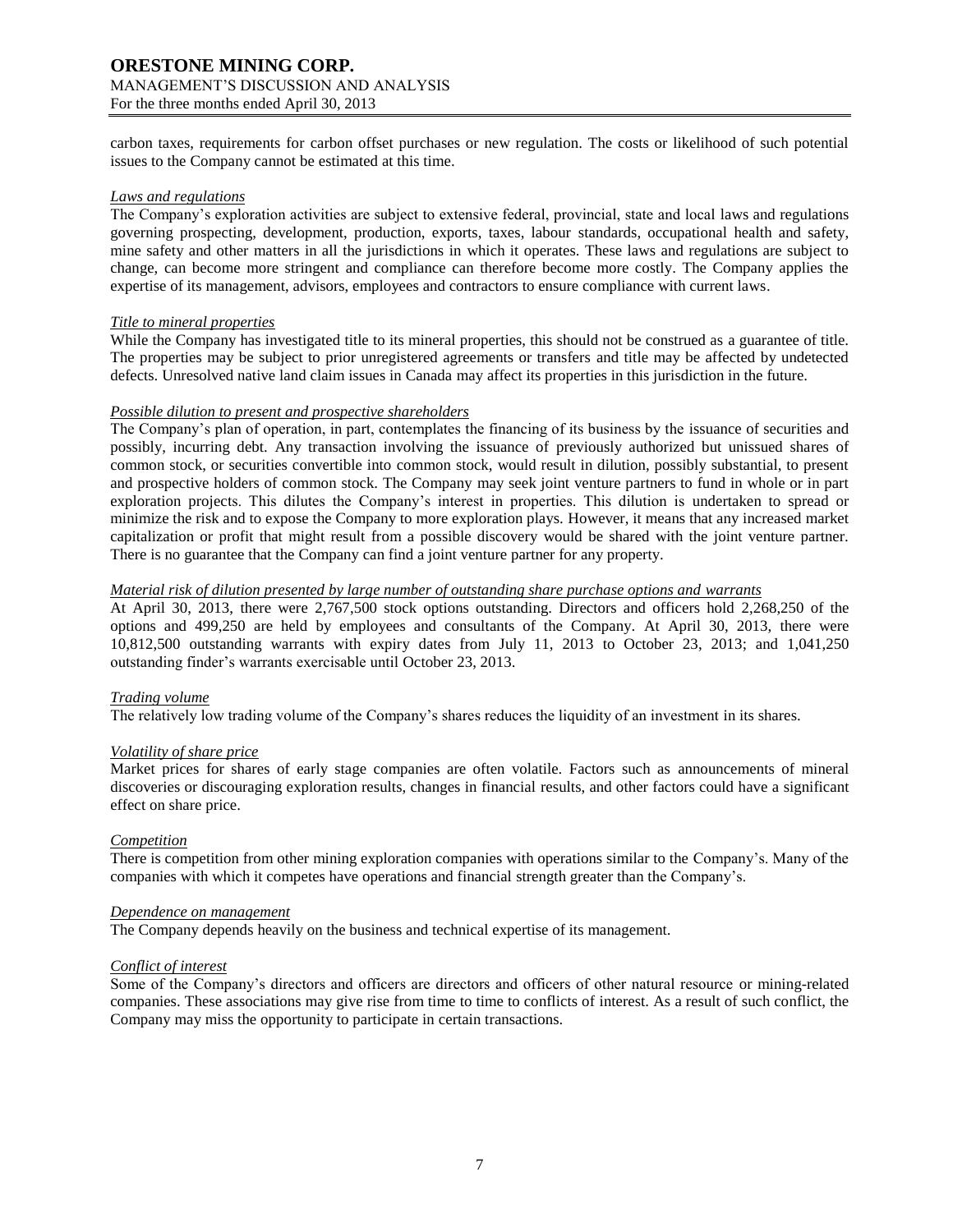carbon taxes, requirements for carbon offset purchases or new regulation. The costs or likelihood of such potential issues to the Company cannot be estimated at this time.

*Laws and regulations*

The Company's exploration activities are subject to extensive federal, provincial, state and local laws and regulations governing prospecting, development, production, exports, taxes, labour standards, occupational health and safety, mine safety and other matters in all the jurisdictions in which it operates. These laws and regulations are subject to change, can become more stringent and compliance can therefore become more costly. The Company applies the expertise of its management, advisors, employees and contractors to ensure compliance with current laws.

*Title to mineral properties*

While the Company has investigated title to its mineral properties, this should not be construed as a guarantee of title. The properties may be subject to prior unregistered agreements or transfers and title may be affected by undetected defects. Unresolved native land claim issues in Canada may affect its properties in this jurisdiction in the future.

*Possible dilution to present and prospective shareholders*

The Company's plan of operation, in part, contemplates the financing of its business by the issuance of securities and possibly, incurring debt. Any transaction involving the issuance of previously authorized but unissued shares of common stock, or securities convertible into common stock, would result in dilution, possibly substantial, to present and prospective holders of common stock. The Company may seek joint venture partners to fund in whole or in part exploration projects. This dilutes the Company's interest in properties. This dilution is undertaken to spread or minimize the risk and to expose the Company to more exploration plays. However, it means that any increased market capitalization or profit that might result from a possible discovery would be shared with the joint venture partner. There is no guarantee that the Company can find a joint venture partner for any property.

*Material risk of dilution presented by large number of outstanding share purchase options and warrants*

At April 30, 2013, there were 2,767,500 stock options outstanding. Directors and officers hold 2,268,250 of the options and 499,250 are held by employees and consultants of the Company. At April 30, 2013, there were 10,812,500 outstanding warrants with expiry dates from July 11, 2013 to October 23, 2013; and 1,041,250 outstanding finder's warrants exercisable until October 23, 2013.

*Trading volume*

The relatively low trading volume of the Company's shares reduces the liquidity of an investment in its shares.

*Volatility of share price*

Market prices for shares of early stage companies are often volatile. Factors such as announcements of mineral discoveries or discouraging exploration results, changes in financial results, and other factors could have a significant effect on share price.

*Competition*

There is competition from other mining exploration companies with operations similar to the Company's. Many of the companies with which it competes have operations and financial strength greater than the Company's.

*Dependence on management*

The Company depends heavily on the business and technical expertise of its management.

*Conflict of interest*

Some of the Company's directors and officers are directors and officers of other natural resource or mining-related companies. These associations may give rise from time to time to conflicts of interest. As a result of such conflict, the Company may miss the opportunity to participate in certain transactions.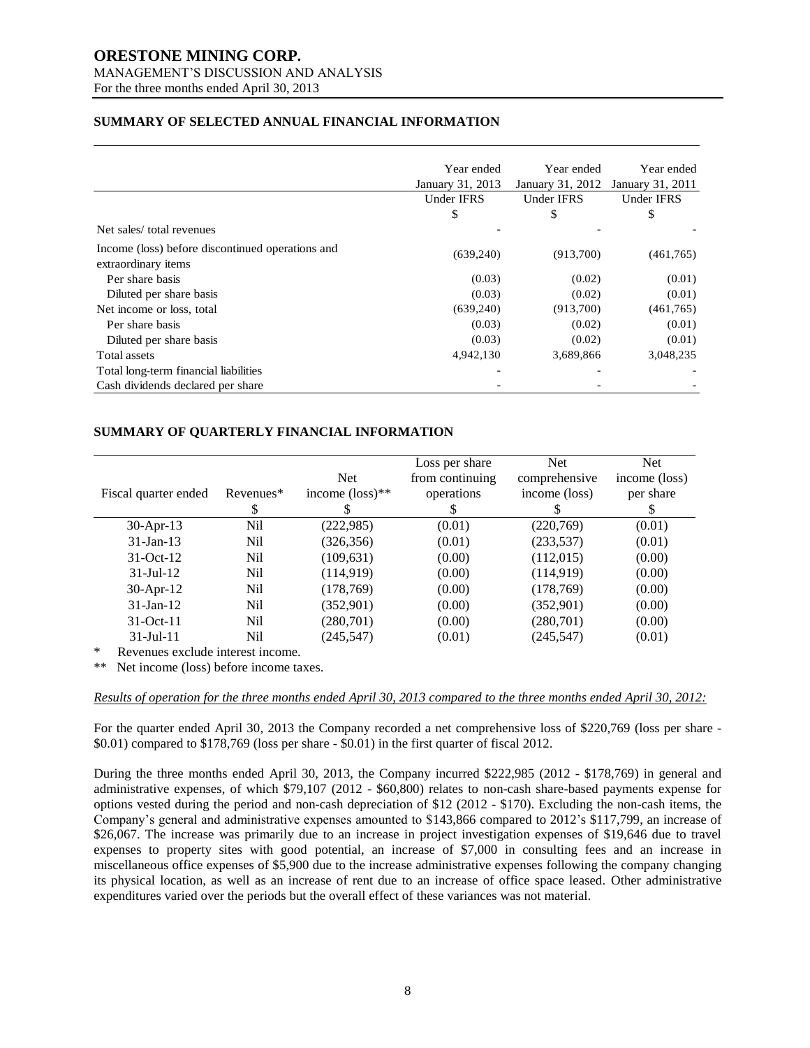## SUMMARY OF SELECTED ANNUAL FINANCIAL INFORMATION

| | Year ended January 31, 2013 | Year ended January 31, 2012 | Year ended January 31, 2011 |
|---|---|---|---|
| | Under IFRS | Under IFRS | Under IFRS |
| | $ | $ | $ |
| Net sales/ total revenues | - | - | - |
| Income (loss) before discontinued operations and extraordinary items | (639,240) | (913,700) | (461,765) |
| Per share basis | (0.03) | (0.02) | (0.01) |
| Diluted per share basis | (0.03) | (0.02) | (0.01) |
| Net income or loss, total | (639,240) | (913,700) | (461,765) |
| Per share basis | (0.03) | (0.02) | (0.01) |
| Diluted per share basis | (0.03) | (0.02) | (0.01) |
| Total assets | 4,942,130 | 3,689,866 | 3,048,235 |
| Total long-term financial liabilities | - | - | - |
| Cash dividends declared per share | - | - | - |

## SUMMARY OF QUARTERLY FINANCIAL INFORMATION

| Fiscal quarter ended | Revenues* | Net income (loss)** | Loss per share from continuing operations | Net comprehensive income (loss) | Net income (loss) per share |
|---|---|---|---|---|---|
| | $ | $ | $ | $ | $ |
| 30-Apr-13 | Nil | (222,985) | (0.01) | (220,769) | (0.01) |
| 31-Jan-13 | Nil | (326,356) | (0.01) | (233,537) | (0.01) |
| 31-Oct-12 | Nil | (109,631) | (0.00) | (112,015) | (0.00) |
| 31-Jul-12 | Nil | (114,919) | (0.00) | (114,919) | (0.00) |
| 30-Apr-12 | Nil | (178,769) | (0.00) | (178,769) | (0.00) |
| 31-Jan-12 | Nil | (352,901) | (0.00) | (352,901) | (0.00) |
| 31-Oct-11 | Nil | (280,701) | (0.00) | (280,701) | (0.00) |
| 31-Jul-11 | Nil | (245,547) | (0.01) | (245,547) | (0.01) |

\* Revenues exclude interest income.

\*\* Net income (loss) before income taxes.

*Results of operation for the three months ended April 30, 2013 compared to the three months ended April 30, 2012:*

For the quarter ended April 30, 2013 the Company recorded a net comprehensive loss of $220,769 (loss per share - $0.01) compared to $178,769 (loss per share - $0.01) in the first quarter of fiscal 2012.

During the three months ended April 30, 2013, the Company incurred $222,985 (2012 - $178,769) in general and administrative expenses, of which $79,107 (2012 - $60,800) relates to non-cash share-based payments expense for options vested during the period and non-cash depreciation of $12 (2012 - $170). Excluding the non-cash items, the Company's general and administrative expenses amounted to $143,866 compared to 2012's $117,799, an increase of $26,067. The increase was primarily due to an increase in project investigation expenses of $19,646 due to travel expenses to property sites with good potential, an increase of $7,000 in consulting fees and an increase in miscellaneous office expenses of $5,900 due to the increase administrative expenses following the company changing its physical location, as well as an increase of rent due to an increase of office space leased. Other administrative expenditures varied over the periods but the overall effect of these variances was not material.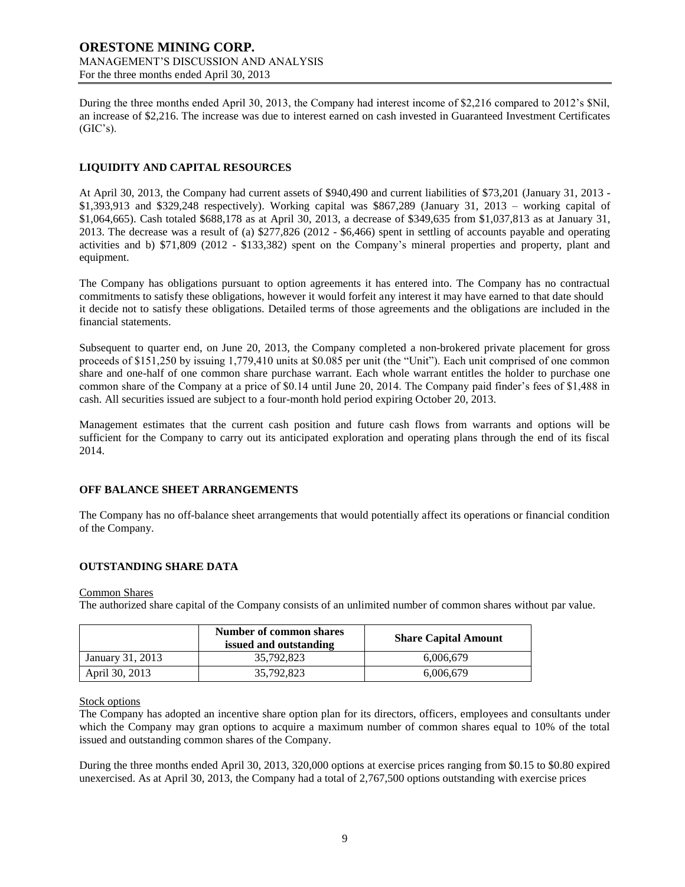During the three months ended April 30, 2013, the Company had interest income of $2,216 compared to 2012's $Nil, an increase of $2,216. The increase was due to interest earned on cash invested in Guaranteed Investment Certificates (GIC's).

## LIQUIDITY AND CAPITAL RESOURCES

At April 30, 2013, the Company had current assets of $940,490 and current liabilities of $73,201 (January 31, 2013 - $1,393,913 and $329,248 respectively). Working capital was $867,289 (January 31, 2013 – working capital of $1,064,665). Cash totaled $688,178 as at April 30, 2013, a decrease of $349,635 from $1,037,813 as at January 31, 2013. The decrease was a result of (a) $277,826 (2012 - $6,466) spent in settling of accounts payable and operating activities and b) $71,809 (2012 - $133,382) spent on the Company's mineral properties and property, plant and equipment.

The Company has obligations pursuant to option agreements it has entered into. The Company has no contractual commitments to satisfy these obligations, however it would forfeit any interest it may have earned to that date should it decide not to satisfy these obligations. Detailed terms of those agreements and the obligations are included in the financial statements.

Subsequent to quarter end, on June 20, 2013, the Company completed a non-brokered private placement for gross proceeds of $151,250 by issuing 1,779,410 units at $0.085 per unit (the "Unit"). Each unit comprised of one common share and one-half of one common share purchase warrant. Each whole warrant entitles the holder to purchase one common share of the Company at a price of $0.14 until June 20, 2014. The Company paid finder's fees of $1,488 in cash. All securities issued are subject to a four-month hold period expiring October 20, 2013.

Management estimates that the current cash position and future cash flows from warrants and options will be sufficient for the Company to carry out its anticipated exploration and operating plans through the end of its fiscal 2014.

## OFF BALANCE SHEET ARRANGEMENTS

The Company has no off-balance sheet arrangements that would potentially affect its operations or financial condition of the Company.

## OUTSTANDING SHARE DATA

Common Shares

The authorized share capital of the Company consists of an unlimited number of common shares without par value.

| | Number of common shares issued and outstanding | Share Capital Amount |
|---|---|---|
| January 31, 2013 | 35,792,823 | 6,006,679 |
| April 30, 2013 | 35,792,823 | 6,006,679 |

Stock options

The Company has adopted an incentive share option plan for its directors, officers, employees and consultants under which the Company may gran options to acquire a maximum number of common shares equal to 10% of the total issued and outstanding common shares of the Company.

During the three months ended April 30, 2013, 320,000 options at exercise prices ranging from $0.15 to $0.80 expired unexercised. As at April 30, 2013, the Company had a total of 2,767,500 options outstanding with exercise prices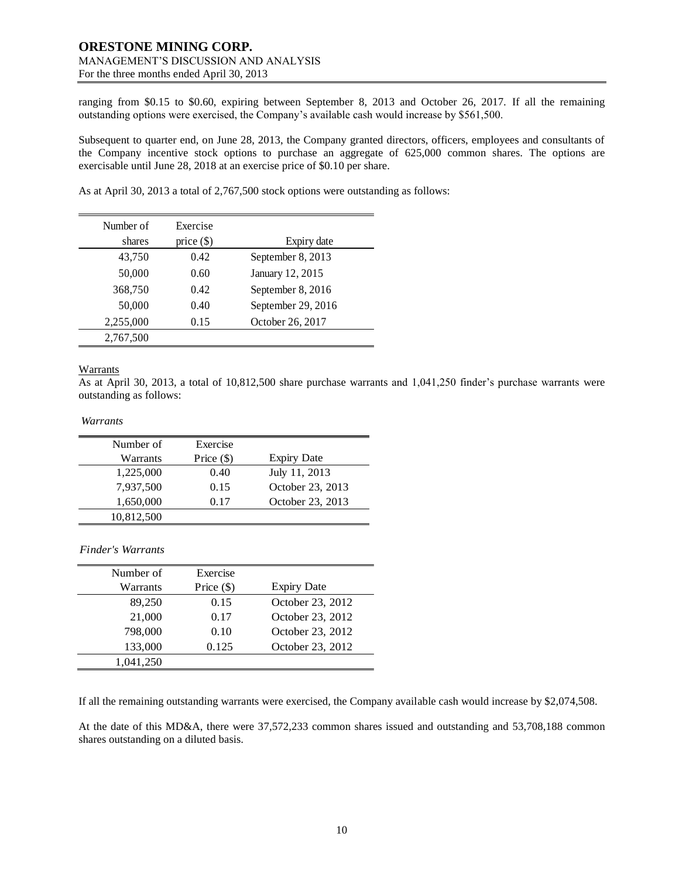ranging from \$0.15 to \$0.60, expiring between September 8, 2013 and October 26, 2017. If all the remaining outstanding options were exercised, the Company's available cash would increase by \$561,500.

Subsequent to quarter end, on June 28, 2013, the Company granted directors, officers, employees and consultants of the Company incentive stock options to purchase an aggregate of 625,000 common shares. The options are exercisable until June 28, 2018 at an exercise price of \$0.10 per share.

As at April 30, 2013 a total of 2,767,500 stock options were outstanding as follows:

| Number of shares | Exercise price (\$) | Expiry date |
|---|---|---|
| 43,750 | 0.42 | September 8, 2013 |
| 50,000 | 0.60 | January 12, 2015 |
| 368,750 | 0.42 | September 8, 2016 |
| 50,000 | 0.40 | September 29, 2016 |
| 2,255,000 | 0.15 | October 26, 2017 |
| 2,767,500 | | |

Warrants

As at April 30, 2013, a total of 10,812,500 share purchase warrants and 1,041,250 finder's purchase warrants were outstanding as follows:

*Warrants*

| Number of Warrants | Exercise Price (\$) | Expiry Date |
|---|---|---|
| 1,225,000 | 0.40 | July 11, 2013 |
| 7,937,500 | 0.15 | October 23, 2013 |
| 1,650,000 | 0.17 | October 23, 2013 |
| 10,812,500 | | |

*Finder's Warrants*

| Number of Warrants | Exercise Price (\$) | Expiry Date |
|---|---|---|
| 89,250 | 0.15 | October 23, 2012 |
| 21,000 | 0.17 | October 23, 2012 |
| 798,000 | 0.10 | October 23, 2012 |
| 133,000 | 0.125 | October 23, 2012 |
| 1,041,250 | | |

If all the remaining outstanding warrants were exercised, the Company available cash would increase by \$2,074,508.

At the date of this MD&A, there were 37,572,233 common shares issued and outstanding and 53,708,188 common shares outstanding on a diluted basis.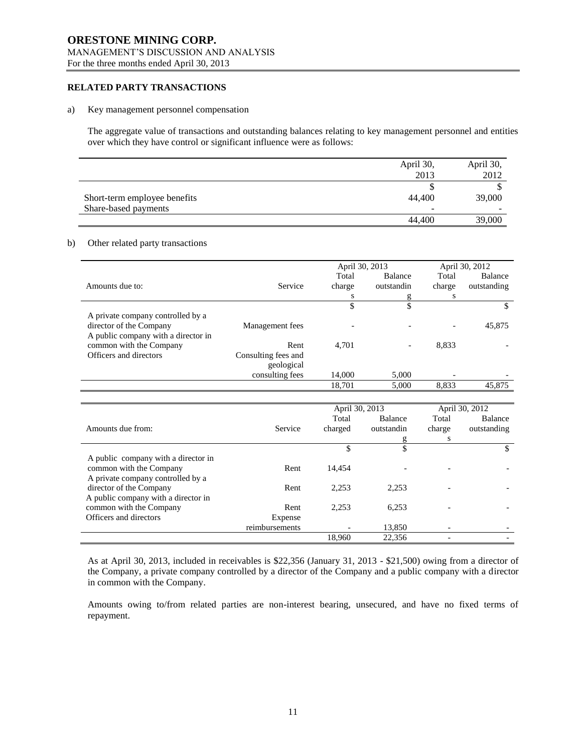**RELATED PARTY TRANSACTIONS**

a) Key management personnel compensation

The aggregate value of transactions and outstanding balances relating to key management personnel and entities over which they have control or significant influence were as follows:

| | April 30, 2013 | April 30, 2012 |
|---|---|---|
| | $ | $ |
| Short-term employee benefits | 44,400 | 39,000 |
| Share-based payments | - | - |
| | 44,400 | 39,000 |

b) Other related party transactions

| Amounts due to: | Service | April 30, 2013 Total charges | April 30, 2013 Balance outstanding | April 30, 2012 Total charges | April 30, 2012 Balance outstanding |
|---|---|---|---|---|---|
| | | $ | $ | | $ |
| A private company controlled by a director of the Company | Management fees | - | - | - | 45,875 |
| A public company with a director in common with the Company | Rent | 4,701 | - | 8,833 | - |
| Officers and directors | Consulting fees and geological consulting fees | 14,000 | 5,000 | - | - |
| | | 18,701 | 5,000 | 8,833 | 45,875 |

| Amounts due from: | Service | April 30, 2013 Total charged | April 30, 2013 Balance outstanding | April 30, 2012 Total charges | April 30, 2012 Balance outstanding |
|---|---|---|---|---|---|
| | | $ | $ | | $ |
| A public company with a director in common with the Company | Rent | 14,454 | - | - | - |
| A private company controlled by a director of the Company | Rent | 2,253 | 2,253 | - | - |
| A public company with a director in common with the Company | Rent | 2,253 | 6,253 | - | - |
| Officers and directors | Expense reimbursements | - | 13,850 | - | - |
| | | 18,960 | 22,356 | - | - |

As at April 30, 2013, included in receivables is $22,356 (January 31, 2013 - $21,500) owing from a director of the Company, a private company controlled by a director of the Company and a public company with a director in common with the Company.

Amounts owing to/from related parties are non-interest bearing, unsecured, and have no fixed terms of repayment.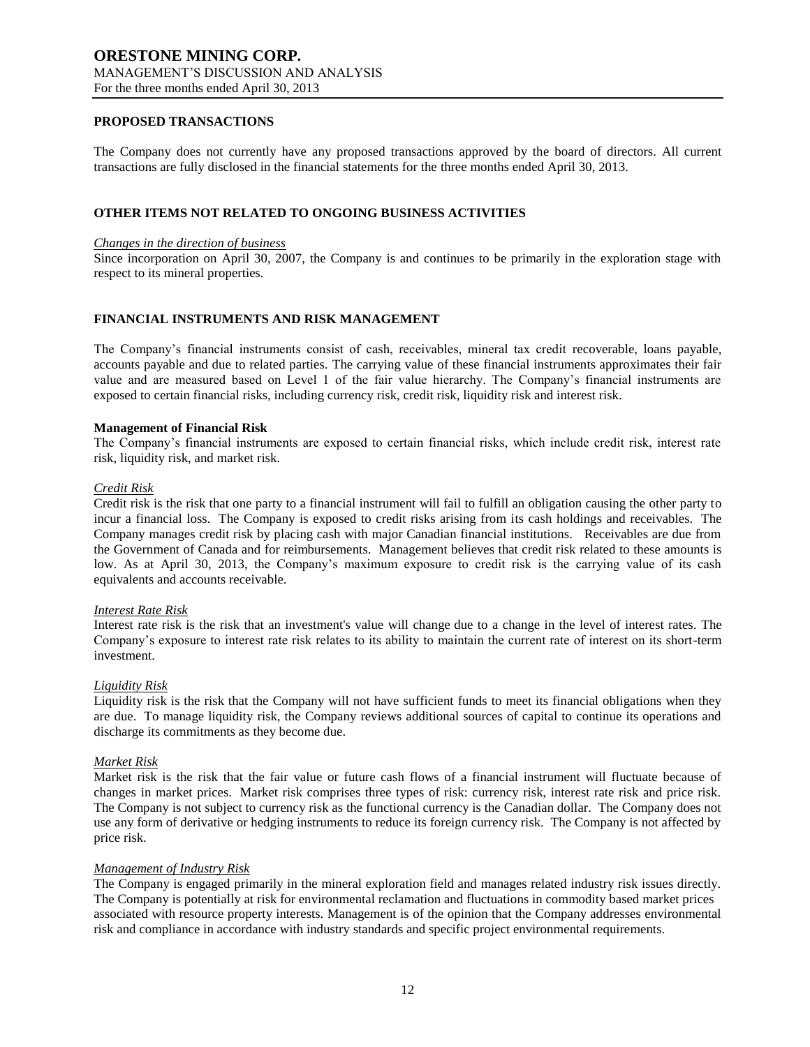## PROPOSED TRANSACTIONS

The Company does not currently have any proposed transactions approved by the board of directors. All current transactions are fully disclosed in the financial statements for the three months ended April 30, 2013.

## OTHER ITEMS NOT RELATED TO ONGOING BUSINESS ACTIVITIES

*Changes in the direction of business*

Since incorporation on April 30, 2007, the Company is and continues to be primarily in the exploration stage with respect to its mineral properties.

## FINANCIAL INSTRUMENTS AND RISK MANAGEMENT

The Company's financial instruments consist of cash, receivables, mineral tax credit recoverable, loans payable, accounts payable and due to related parties. The carrying value of these financial instruments approximates their fair value and are measured based on Level 1 of the fair value hierarchy. The Company's financial instruments are exposed to certain financial risks, including currency risk, credit risk, liquidity risk and interest risk.

**Management of Financial Risk**

The Company's financial instruments are exposed to certain financial risks, which include credit risk, interest rate risk, liquidity risk, and market risk.

*Credit Risk*

Credit risk is the risk that one party to a financial instrument will fail to fulfill an obligation causing the other party to incur a financial loss. The Company is exposed to credit risks arising from its cash holdings and receivables. The Company manages credit risk by placing cash with major Canadian financial institutions. Receivables are due from the Government of Canada and for reimbursements. Management believes that credit risk related to these amounts is low. As at April 30, 2013, the Company's maximum exposure to credit risk is the carrying value of its cash equivalents and accounts receivable.

*Interest Rate Risk*

Interest rate risk is the risk that an investment's value will change due to a change in the level of interest rates. The Company's exposure to interest rate risk relates to its ability to maintain the current rate of interest on its short-term investment.

*Liquidity Risk*

Liquidity risk is the risk that the Company will not have sufficient funds to meet its financial obligations when they are due. To manage liquidity risk, the Company reviews additional sources of capital to continue its operations and discharge its commitments as they become due.

*Market Risk*

Market risk is the risk that the fair value or future cash flows of a financial instrument will fluctuate because of changes in market prices. Market risk comprises three types of risk: currency risk, interest rate risk and price risk. The Company is not subject to currency risk as the functional currency is the Canadian dollar. The Company does not use any form of derivative or hedging instruments to reduce its foreign currency risk. The Company is not affected by price risk.

*Management of Industry Risk*

The Company is engaged primarily in the mineral exploration field and manages related industry risk issues directly. The Company is potentially at risk for environmental reclamation and fluctuations in commodity based market prices associated with resource property interests. Management is of the opinion that the Company addresses environmental risk and compliance in accordance with industry standards and specific project environmental requirements.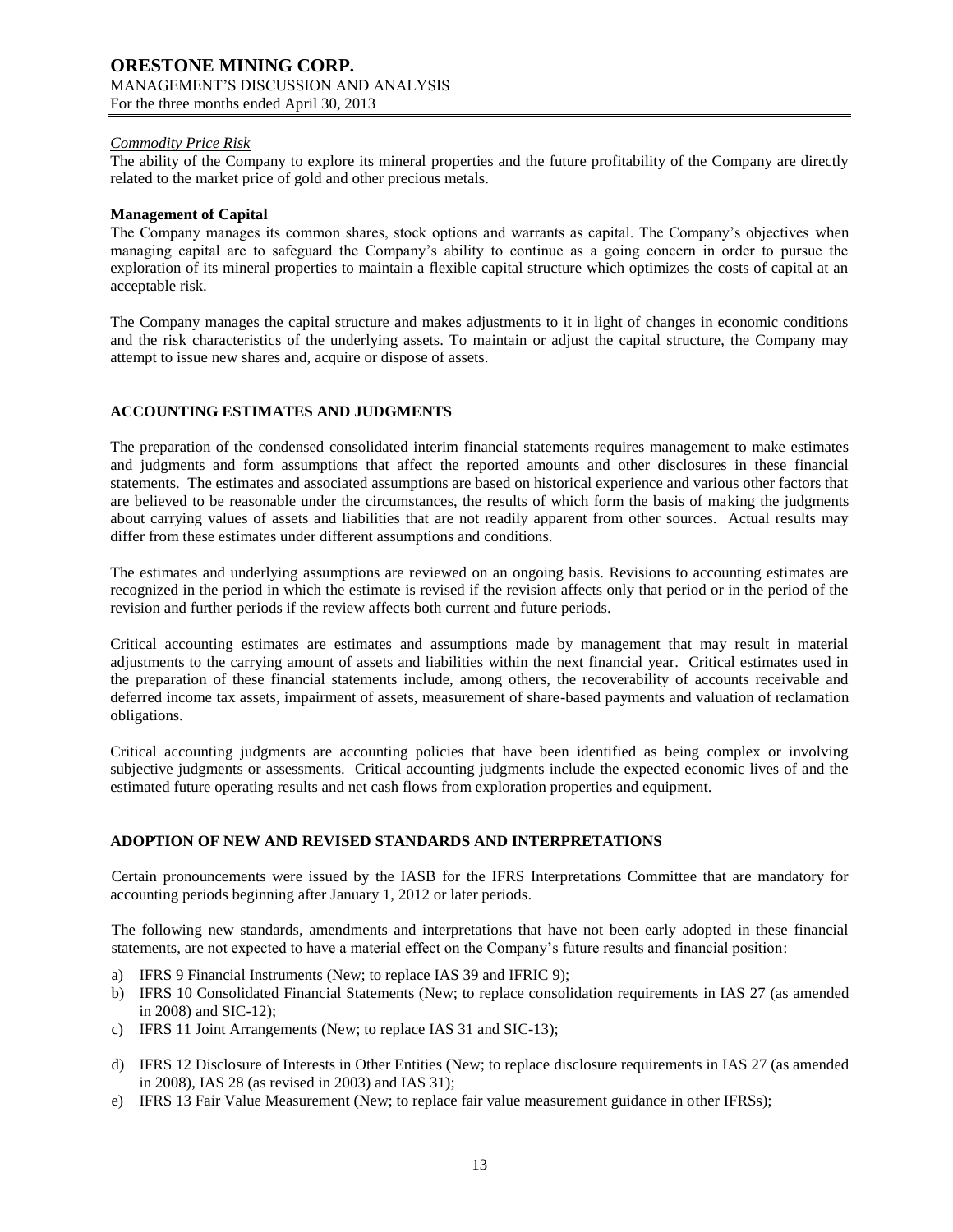*Commodity Price Risk*

The ability of the Company to explore its mineral properties and the future profitability of the Company are directly related to the market price of gold and other precious metals.

**Management of Capital**

The Company manages its common shares, stock options and warrants as capital. The Company's objectives when managing capital are to safeguard the Company's ability to continue as a going concern in order to pursue the exploration of its mineral properties to maintain a flexible capital structure which optimizes the costs of capital at an acceptable risk.

The Company manages the capital structure and makes adjustments to it in light of changes in economic conditions and the risk characteristics of the underlying assets. To maintain or adjust the capital structure, the Company may attempt to issue new shares and, acquire or dispose of assets.

## ACCOUNTING ESTIMATES AND JUDGMENTS

The preparation of the condensed consolidated interim financial statements requires management to make estimates and judgments and form assumptions that affect the reported amounts and other disclosures in these financial statements. The estimates and associated assumptions are based on historical experience and various other factors that are believed to be reasonable under the circumstances, the results of which form the basis of making the judgments about carrying values of assets and liabilities that are not readily apparent from other sources. Actual results may differ from these estimates under different assumptions and conditions.

The estimates and underlying assumptions are reviewed on an ongoing basis. Revisions to accounting estimates are recognized in the period in which the estimate is revised if the revision affects only that period or in the period of the revision and further periods if the review affects both current and future periods.

Critical accounting estimates are estimates and assumptions made by management that may result in material adjustments to the carrying amount of assets and liabilities within the next financial year. Critical estimates used in the preparation of these financial statements include, among others, the recoverability of accounts receivable and deferred income tax assets, impairment of assets, measurement of share-based payments and valuation of reclamation obligations.

Critical accounting judgments are accounting policies that have been identified as being complex or involving subjective judgments or assessments. Critical accounting judgments include the expected economic lives of and the estimated future operating results and net cash flows from exploration properties and equipment.

## ADOPTION OF NEW AND REVISED STANDARDS AND INTERPRETATIONS

Certain pronouncements were issued by the IASB for the IFRS Interpretations Committee that are mandatory for accounting periods beginning after January 1, 2012 or later periods.

The following new standards, amendments and interpretations that have not been early adopted in these financial statements, are not expected to have a material effect on the Company's future results and financial position:

a) IFRS 9 Financial Instruments (New; to replace IAS 39 and IFRIC 9);
b) IFRS 10 Consolidated Financial Statements (New; to replace consolidation requirements in IAS 27 (as amended in 2008) and SIC-12);
c) IFRS 11 Joint Arrangements (New; to replace IAS 31 and SIC-13);
d) IFRS 12 Disclosure of Interests in Other Entities (New; to replace disclosure requirements in IAS 27 (as amended in 2008), IAS 28 (as revised in 2003) and IAS 31);
e) IFRS 13 Fair Value Measurement (New; to replace fair value measurement guidance in other IFRSs);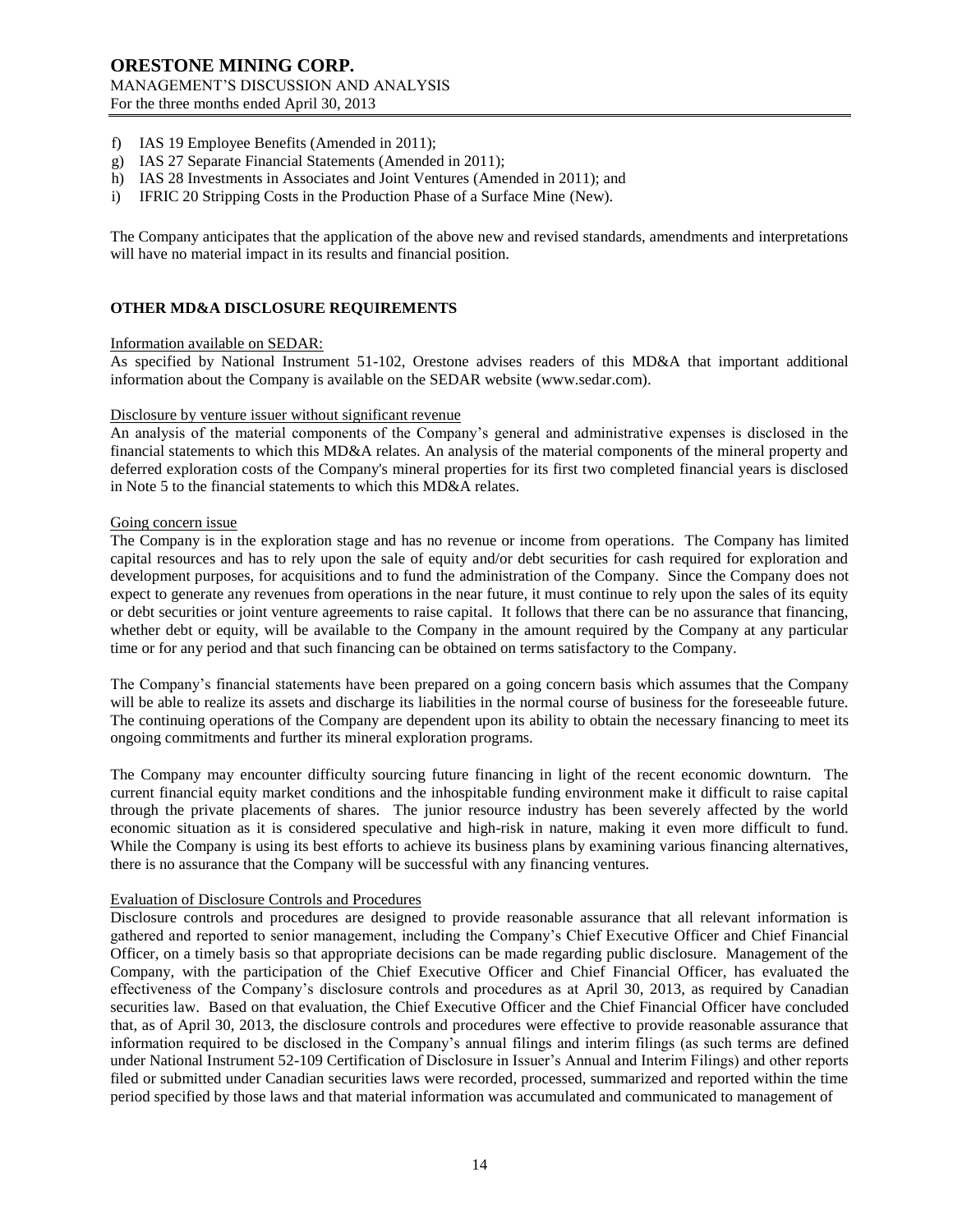f) IAS 19 Employee Benefits (Amended in 2011);
g) IAS 27 Separate Financial Statements (Amended in 2011);
h) IAS 28 Investments in Associates and Joint Ventures (Amended in 2011); and
i) IFRIC 20 Stripping Costs in the Production Phase of a Surface Mine (New).

The Company anticipates that the application of the above new and revised standards, amendments and interpretations will have no material impact in its results and financial position.

## OTHER MD&A DISCLOSURE REQUIREMENTS

Information available on SEDAR:

As specified by National Instrument 51-102, Orestone advises readers of this MD&A that important additional information about the Company is available on the SEDAR website (www.sedar.com).

Disclosure by venture issuer without significant revenue

An analysis of the material components of the Company's general and administrative expenses is disclosed in the financial statements to which this MD&A relates. An analysis of the material components of the mineral property and deferred exploration costs of the Company's mineral properties for its first two completed financial years is disclosed in Note 5 to the financial statements to which this MD&A relates.

Going concern issue

The Company is in the exploration stage and has no revenue or income from operations. The Company has limited capital resources and has to rely upon the sale of equity and/or debt securities for cash required for exploration and development purposes, for acquisitions and to fund the administration of the Company. Since the Company does not expect to generate any revenues from operations in the near future, it must continue to rely upon the sales of its equity or debt securities or joint venture agreements to raise capital. It follows that there can be no assurance that financing, whether debt or equity, will be available to the Company in the amount required by the Company at any particular time or for any period and that such financing can be obtained on terms satisfactory to the Company.

The Company's financial statements have been prepared on a going concern basis which assumes that the Company will be able to realize its assets and discharge its liabilities in the normal course of business for the foreseeable future. The continuing operations of the Company are dependent upon its ability to obtain the necessary financing to meet its ongoing commitments and further its mineral exploration programs.

The Company may encounter difficulty sourcing future financing in light of the recent economic downturn. The current financial equity market conditions and the inhospitable funding environment make it difficult to raise capital through the private placements of shares. The junior resource industry has been severely affected by the world economic situation as it is considered speculative and high-risk in nature, making it even more difficult to fund. While the Company is using its best efforts to achieve its business plans by examining various financing alternatives, there is no assurance that the Company will be successful with any financing ventures.

Evaluation of Disclosure Controls and Procedures

Disclosure controls and procedures are designed to provide reasonable assurance that all relevant information is gathered and reported to senior management, including the Company's Chief Executive Officer and Chief Financial Officer, on a timely basis so that appropriate decisions can be made regarding public disclosure. Management of the Company, with the participation of the Chief Executive Officer and Chief Financial Officer, has evaluated the effectiveness of the Company's disclosure controls and procedures as at April 30, 2013, as required by Canadian securities law. Based on that evaluation, the Chief Executive Officer and the Chief Financial Officer have concluded that, as of April 30, 2013, the disclosure controls and procedures were effective to provide reasonable assurance that information required to be disclosed in the Company's annual filings and interim filings (as such terms are defined under National Instrument 52-109 Certification of Disclosure in Issuer's Annual and Interim Filings) and other reports filed or submitted under Canadian securities laws were recorded, processed, summarized and reported within the time period specified by those laws and that material information was accumulated and communicated to management of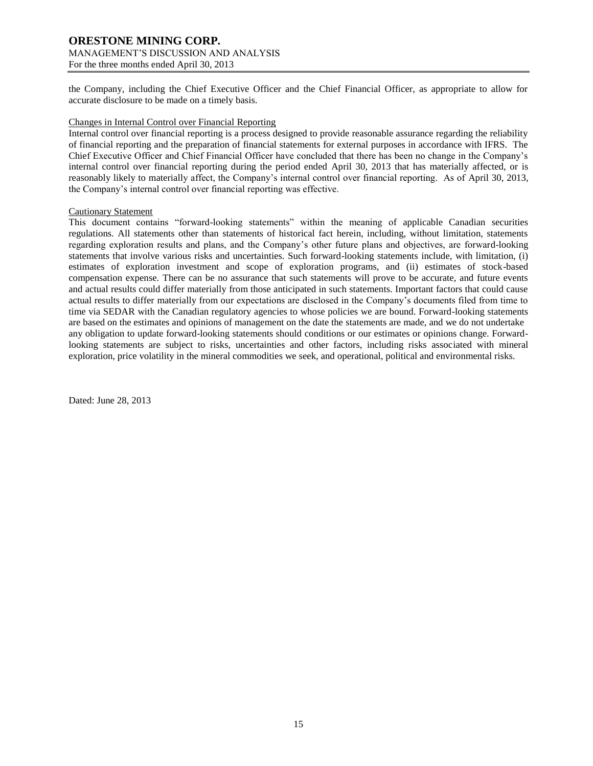the Company, including the Chief Executive Officer and the Chief Financial Officer, as appropriate to allow for accurate disclosure to be made on a timely basis.

Changes in Internal Control over Financial Reporting

Internal control over financial reporting is a process designed to provide reasonable assurance regarding the reliability of financial reporting and the preparation of financial statements for external purposes in accordance with IFRS. The Chief Executive Officer and Chief Financial Officer have concluded that there has been no change in the Company's internal control over financial reporting during the period ended April 30, 2013 that has materially affected, or is reasonably likely to materially affect, the Company's internal control over financial reporting. As of April 30, 2013, the Company's internal control over financial reporting was effective.

Cautionary Statement

This document contains "forward-looking statements" within the meaning of applicable Canadian securities regulations. All statements other than statements of historical fact herein, including, without limitation, statements regarding exploration results and plans, and the Company's other future plans and objectives, are forward-looking statements that involve various risks and uncertainties. Such forward-looking statements include, with limitation, (i) estimates of exploration investment and scope of exploration programs, and (ii) estimates of stock-based compensation expense. There can be no assurance that such statements will prove to be accurate, and future events and actual results could differ materially from those anticipated in such statements. Important factors that could cause actual results to differ materially from our expectations are disclosed in the Company's documents filed from time to time via SEDAR with the Canadian regulatory agencies to whose policies we are bound. Forward-looking statements are based on the estimates and opinions of management on the date the statements are made, and we do not undertake any obligation to update forward-looking statements should conditions or our estimates or opinions change. Forward-looking statements are subject to risks, uncertainties and other factors, including risks associated with mineral exploration, price volatility in the mineral commodities we seek, and operational, political and environmental risks.

Dated: June 28, 2013